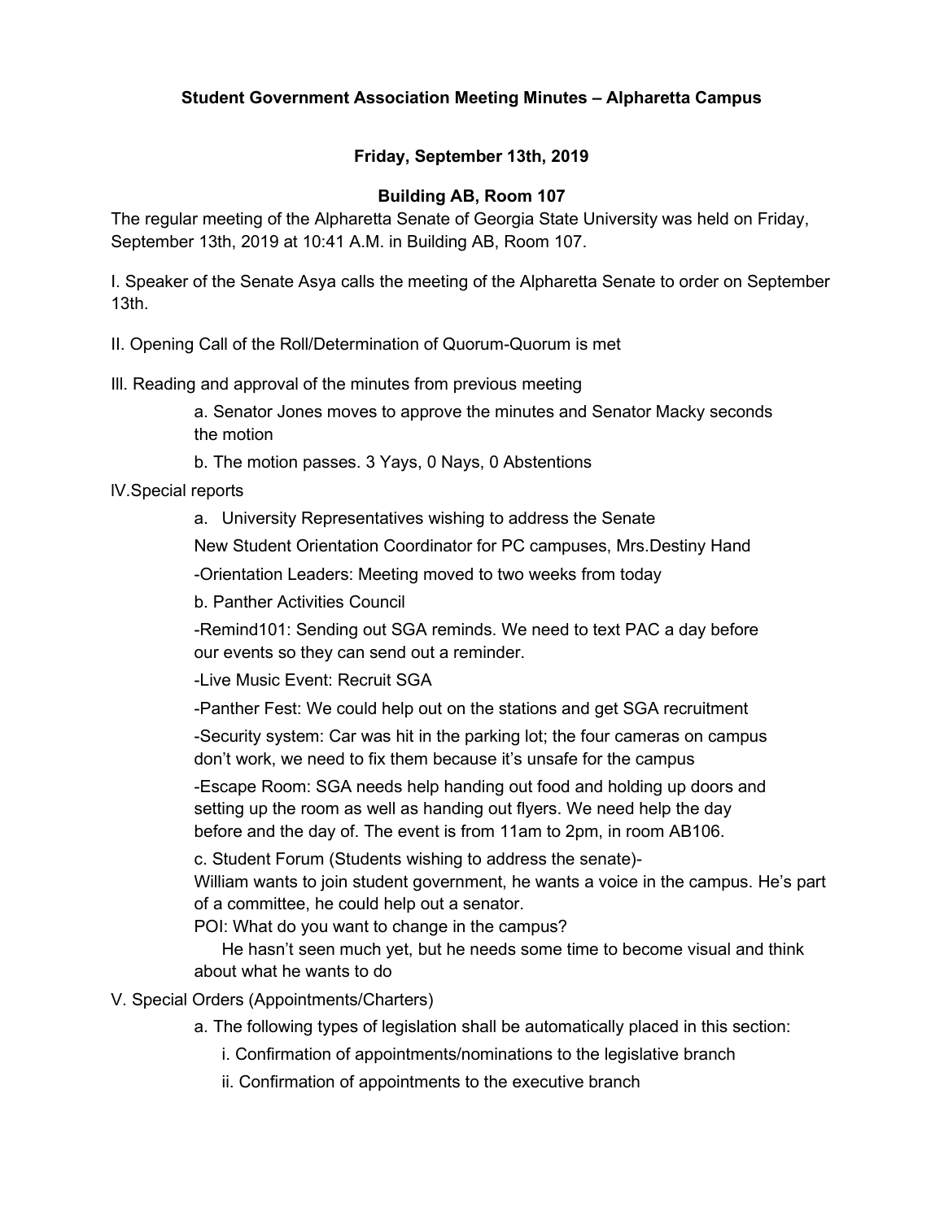**Student Government Association Meeting Minutes – Alpharetta Campus**

**Friday, September 13th, 2019**

**Building AB, Room 107**

The regular meeting of the Alpharetta Senate of Georgia State University was held on Friday, September 13th, 2019 at 10:41 A.M. in Building AB, Room 107.

I. Speaker of the Senate Asya calls the meeting of the Alpharetta Senate to order on September 13th.

II. Opening Call of the Roll/Determination of Quorum-Quorum is met

III. Reading and approval of the minutes from previous meeting

> a. Senator Jones moves to approve the minutes and Senator Macky seconds the motion
>
> b. The motion passes. 3 Yays, 0 Nays, 0 Abstentions

IV.Special reports

> a. University Representatives wishing to address the Senate
>
> New Student Orientation Coordinator for PC campuses, Mrs.Destiny Hand
>
> -Orientation Leaders: Meeting moved to two weeks from today
>
> b. Panther Activities Council
>
> -Remind101: Sending out SGA reminds. We need to text PAC a day before our events so they can send out a reminder.
>
> -Live Music Event: Recruit SGA
>
> -Panther Fest: We could help out on the stations and get SGA recruitment
>
> -Security system: Car was hit in the parking lot; the four cameras on campus don't work, we need to fix them because it's unsafe for the campus
>
> -Escape Room: SGA needs help handing out food and holding up doors and setting up the room as well as handing out flyers. We need help the day before and the day of. The event is from 11am to 2pm, in room AB106.
>
> c. Student Forum (Students wishing to address the senate)-
> William wants to join student government, he wants a voice in the campus. He's part of a committee, he could help out a senator.
> POI: What do you want to change in the campus?
> He hasn't seen much yet, but he needs some time to become visual and think about what he wants to do

V. Special Orders (Appointments/Charters)

> a. The following types of legislation shall be automatically placed in this section:
>
> > i. Confirmation of appointments/nominations to the legislative branch
> >
> > ii. Confirmation of appointments to the executive branch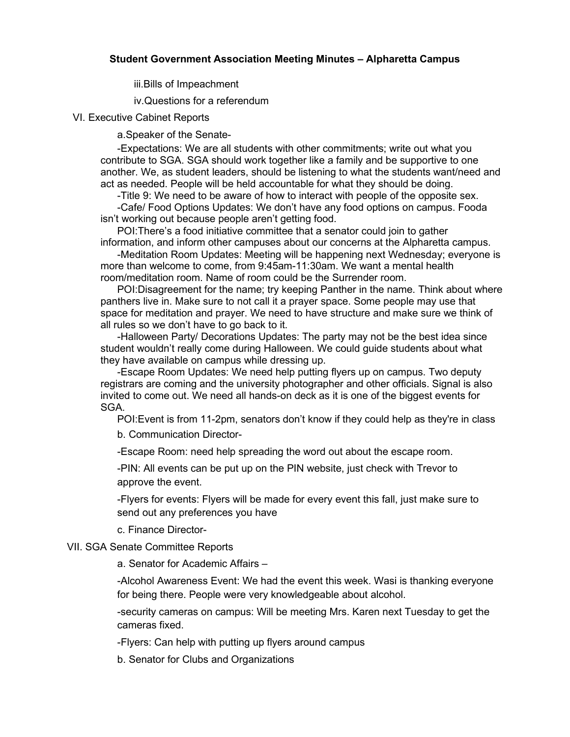**Student Government Association Meeting Minutes – Alpharetta Campus**

iii.Bills of Impeachment

iv.Questions for a referendum

VI. Executive Cabinet Reports

a.Speaker of the Senate-

-Expectations: We are all students with other commitments; write out what you contribute to SGA. SGA should work together like a family and be supportive to one another. We, as student leaders, should be listening to what the students want/need and act as needed. People will be held accountable for what they should be doing.

-Title 9: We need to be aware of how to interact with people of the opposite sex.

-Cafe/ Food Options Updates: We don't have any food options on campus. Fooda isn't working out because people aren't getting food.

POI:There's a food initiative committee that a senator could join to gather information, and inform other campuses about our concerns at the Alpharetta campus.

-Meditation Room Updates: Meeting will be happening next Wednesday; everyone is more than welcome to come, from 9:45am-11:30am. We want a mental health room/meditation room. Name of room could be the Surrender room.

POI:Disagreement for the name; try keeping Panther in the name. Think about where panthers live in. Make sure to not call it a prayer space. Some people may use that space for meditation and prayer. We need to have structure and make sure we think of all rules so we don't have to go back to it.

-Halloween Party/ Decorations Updates: The party may not be the best idea since student wouldn't really come during Halloween. We could guide students about what they have available on campus while dressing up.

-Escape Room Updates: We need help putting flyers up on campus. Two deputy registrars are coming and the university photographer and other officials. Signal is also invited to come out. We need all hands-on deck as it is one of the biggest events for SGA.

POI:Event is from 11-2pm, senators don't know if they could help as they're in class

b. Communication Director-

-Escape Room: need help spreading the word out about the escape room.

-PIN: All events can be put up on the PIN website, just check with Trevor to approve the event.

-Flyers for events: Flyers will be made for every event this fall, just make sure to send out any preferences you have

c. Finance Director-

VII. SGA Senate Committee Reports

a. Senator for Academic Affairs –

-Alcohol Awareness Event: We had the event this week. Wasi is thanking everyone for being there. People were very knowledgeable about alcohol.

-security cameras on campus: Will be meeting Mrs. Karen next Tuesday to get the cameras fixed.

-Flyers: Can help with putting up flyers around campus

b. Senator for Clubs and Organizations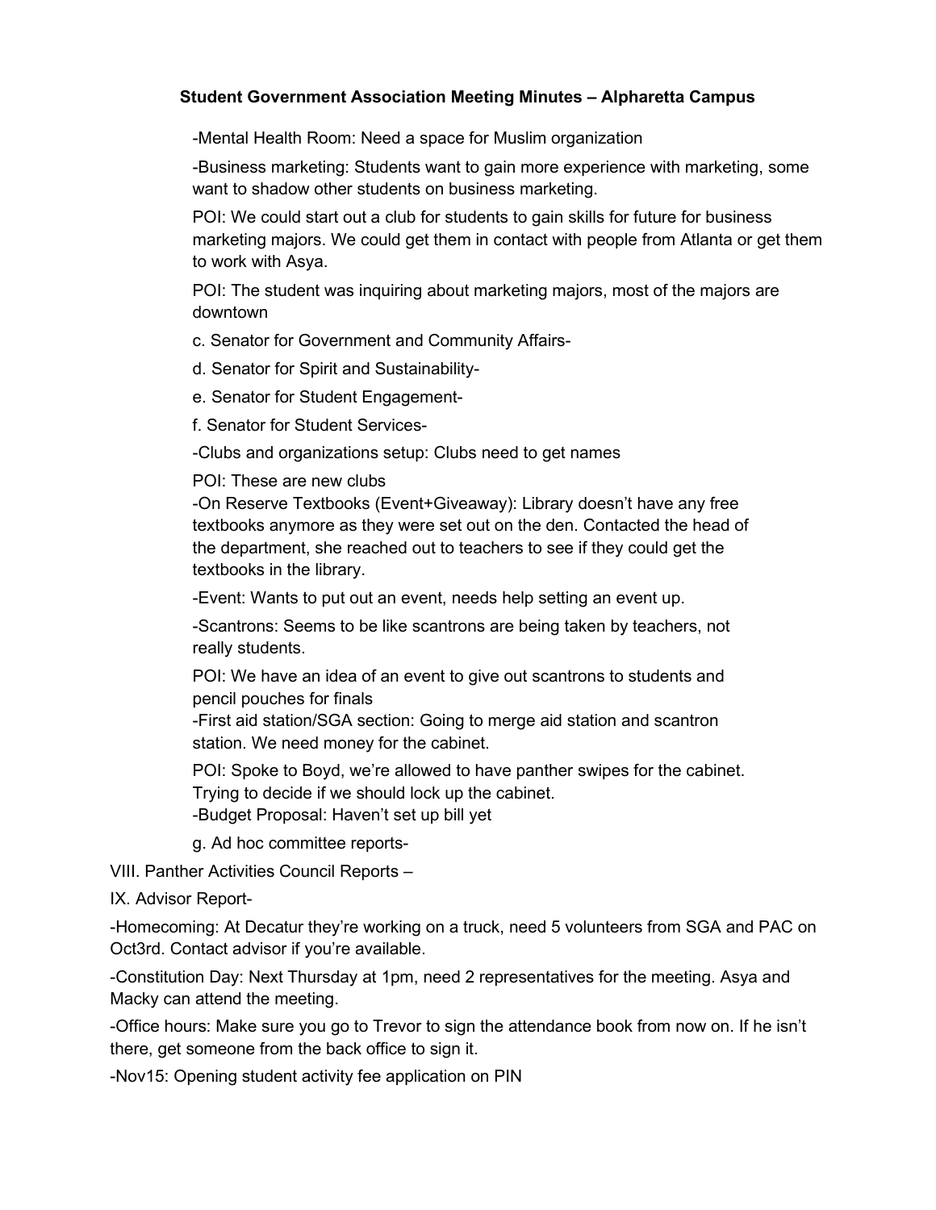**Student Government Association Meeting Minutes – Alpharetta Campus**

-Mental Health Room: Need a space for Muslim organization

-Business marketing: Students want to gain more experience with marketing, some want to shadow other students on business marketing.

POI: We could start out a club for students to gain skills for future for business marketing majors. We could get them in contact with people from Atlanta or get them to work with Asya.

POI: The student was inquiring about marketing majors, most of the majors are downtown

c. Senator for Government and Community Affairs-

d. Senator for Spirit and Sustainability-

e. Senator for Student Engagement-

f. Senator for Student Services-

-Clubs and organizations setup: Clubs need to get names

POI: These are new clubs

-On Reserve Textbooks (Event+Giveaway): Library doesn't have any free textbooks anymore as they were set out on the den. Contacted the head of the department, she reached out to teachers to see if they could get the textbooks in the library.

-Event: Wants to put out an event, needs help setting an event up.

-Scantrons: Seems to be like scantrons are being taken by teachers, not really students.

POI: We have an idea of an event to give out scantrons to students and pencil pouches for finals

-First aid station/SGA section: Going to merge aid station and scantron station. We need money for the cabinet.

POI: Spoke to Boyd, we're allowed to have panther swipes for the cabinet. Trying to decide if we should lock up the cabinet.

-Budget Proposal: Haven't set up bill yet

g. Ad hoc committee reports-

VIII. Panther Activities Council Reports –

IX. Advisor Report-

-Homecoming: At Decatur they're working on a truck, need 5 volunteers from SGA and PAC on Oct3rd. Contact advisor if you're available.

-Constitution Day: Next Thursday at 1pm, need 2 representatives for the meeting. Asya and Macky can attend the meeting.

-Office hours: Make sure you go to Trevor to sign the attendance book from now on. If he isn't there, get someone from the back office to sign it.

-Nov15: Opening student activity fee application on PIN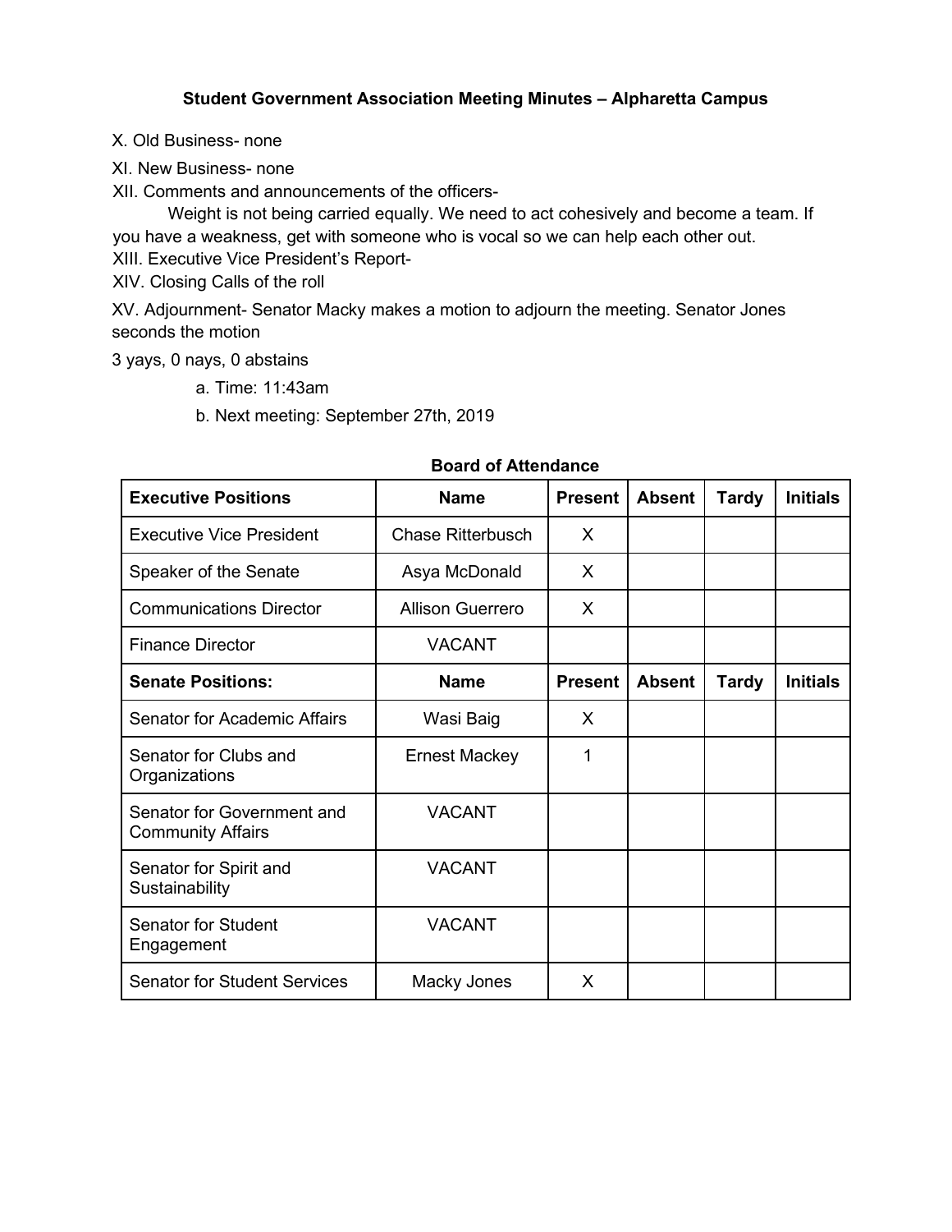**Student Government Association Meeting Minutes – Alpharetta Campus**

X. Old Business- none

XI. New Business- none

XII. Comments and announcements of the officers-

Weight is not being carried equally. We need to act cohesively and become a team. If you have a weakness, get with someone who is vocal so we can help each other out.

XIII. Executive Vice President's Report-

XIV. Closing Calls of the roll

XV. Adjournment- Senator Macky makes a motion to adjourn the meeting. Senator Jones seconds the motion

3 yays, 0 nays, 0 abstains

a. Time: 11:43am

b. Next meeting: September 27th, 2019

**Board of Attendance**

| Executive Positions | Name | Present | Absent | Tardy | Initials |
|---|---|---|---|---|---|
| Executive Vice President | Chase Ritterbusch | X | | | |
| Speaker of the Senate | Asya McDonald | X | | | |
| Communications Director | Allison Guerrero | X | | | |
| Finance Director | VACANT | | | | |
| **Senate Positions:** | **Name** | **Present** | **Absent** | **Tardy** | **Initials** |
| Senator for Academic Affairs | Wasi Baig | X | | | |
| Senator for Clubs and Organizations | Ernest Mackey | 1 | | | |
| Senator for Government and Community Affairs | VACANT | | | | |
| Senator for Spirit and Sustainability | VACANT | | | | |
| Senator for Student Engagement | VACANT | | | | |
| Senator for Student Services | Macky Jones | X | | | |